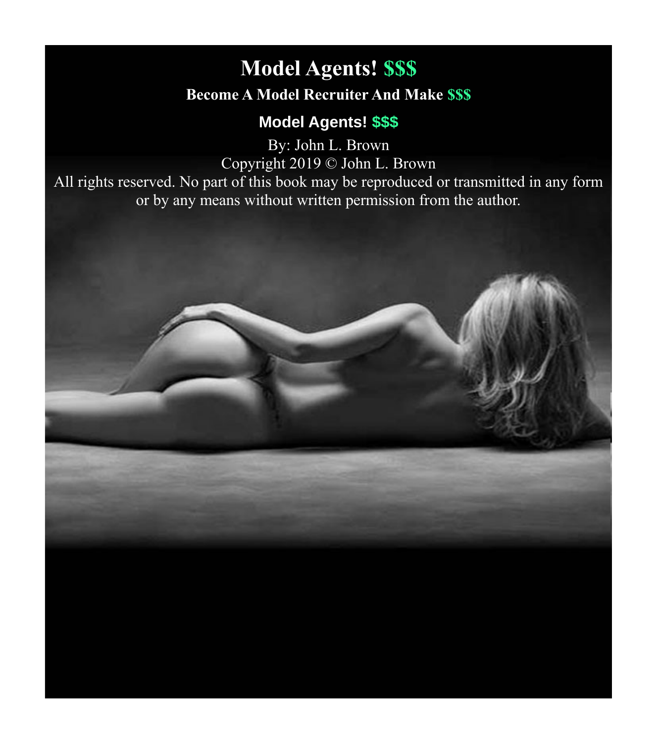# Model Agents! $$$

### Become A Model Recruiter And Make $$$

## Model Agents! $$$

By: John L. Brown

Copyright 2019 © John L. Brown

All rights reserved. No part of this book may be reproduced or transmitted in any form or by any means without written permission from the author.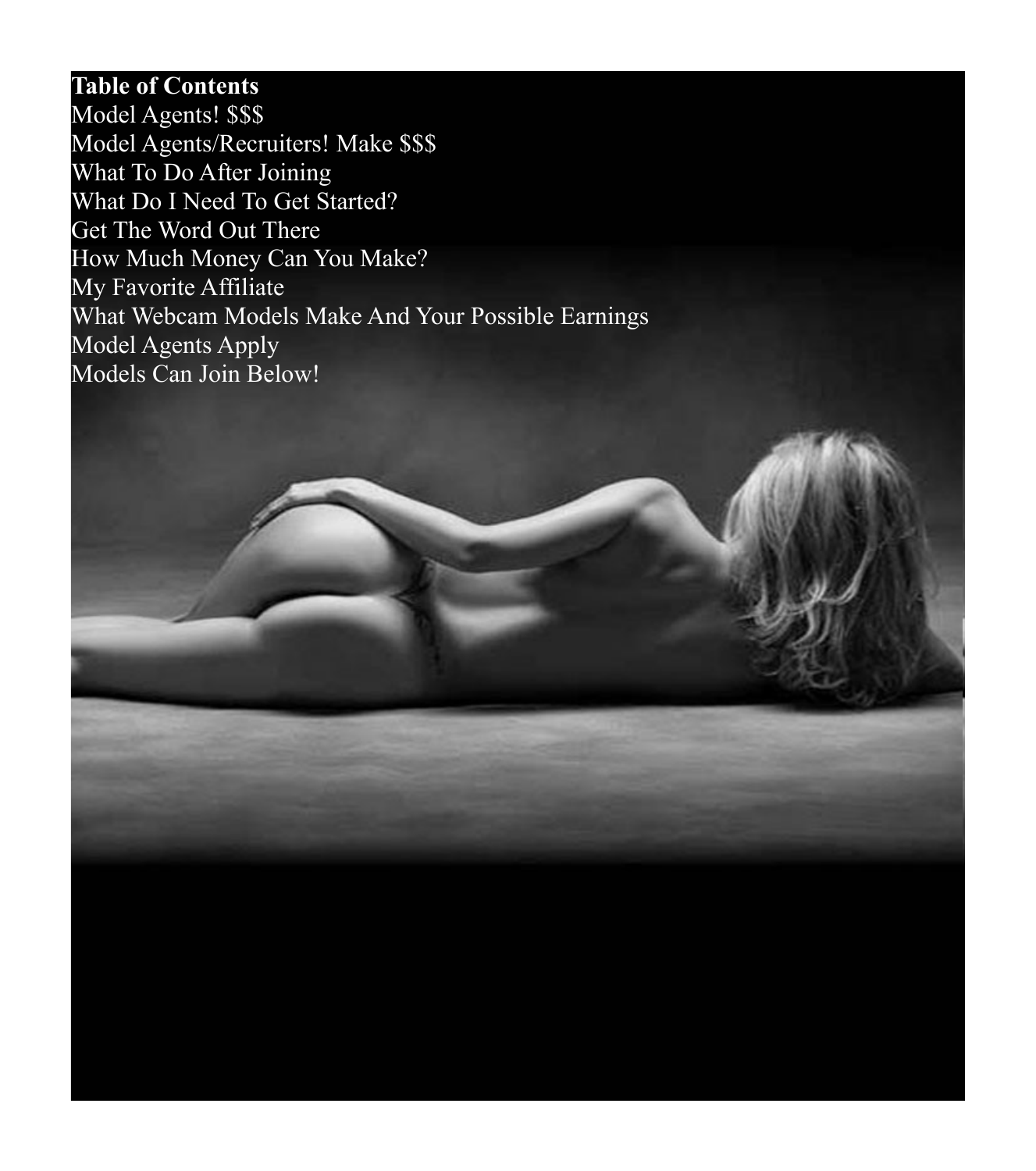**Table of Contents**

Model Agents! $$$
Model Agents/Recruiters! Make $$$
What To Do After Joining
What Do I Need To Get Started?
Get The Word Out There
How Much Money Can You Make?
My Favorite Affiliate
What Webcam Models Make And Your Possible Earnings
Model Agents Apply
Models Can Join Below!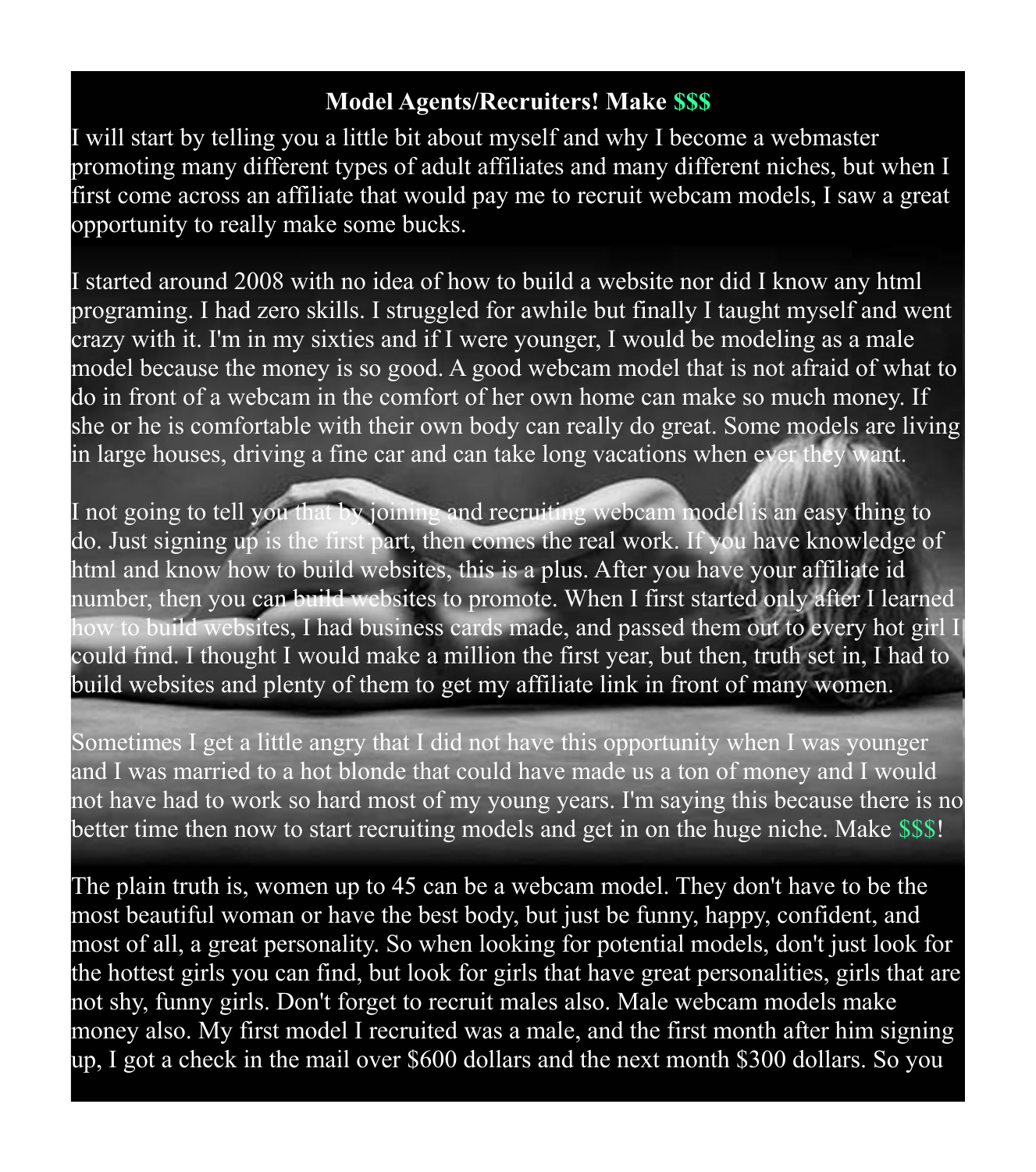**Model Agents/Recruiters! Make $$$**

I will start by telling you a little bit about myself and why I become a webmaster promoting many different types of adult affiliates and many different niches, but when I first come across an affiliate that would pay me to recruit webcam models, I saw a great opportunity to really make some bucks.

I started around 2008 with no idea of how to build a website nor did I know any html programing. I had zero skills. I struggled for awhile but finally I taught myself and went crazy with it. I'm in my sixties and if I were younger, I would be modeling as a male model because the money is so good. A good webcam model that is not afraid of what to do in front of a webcam in the comfort of her own home can make so much money. If she or he is comfortable with their own body can really do great. Some models are living in large houses, driving a fine car and can take long vacations when ever they want.

I not going to tell you that by joining and recruiting webcam model is an easy thing to do. Just signing up is the first part, then comes the real work. If you have knowledge of html and know how to build websites, this is a plus. After you have your affiliate id number, then you can build websites to promote. When I first started only after I learned how to build websites, I had business cards made, and passed them out to every hot girl I could find. I thought I would make a million the first year, but then, truth set in, I had to build websites and plenty of them to get my affiliate link in front of many women.

Sometimes I get a little angry that I did not have this opportunity when I was younger and I was married to a hot blonde that could have made us a ton of money and I would not have had to work so hard most of my young years. I'm saying this because there is no better time then now to start recruiting models and get in on the huge niche. Make $$$!

The plain truth is, women up to 45 can be a webcam model. They don't have to be the most beautiful woman or have the best body, but just be funny, happy, confident, and most of all, a great personality. So when looking for potential models, don't just look for the hottest girls you can find, but look for girls that have great personalities, girls that are not shy, funny girls. Don't forget to recruit males also. Male webcam models make money also. My first model I recruited was a male, and the first month after him signing up, I got a check in the mail over $600 dollars and the next month $300 dollars. So you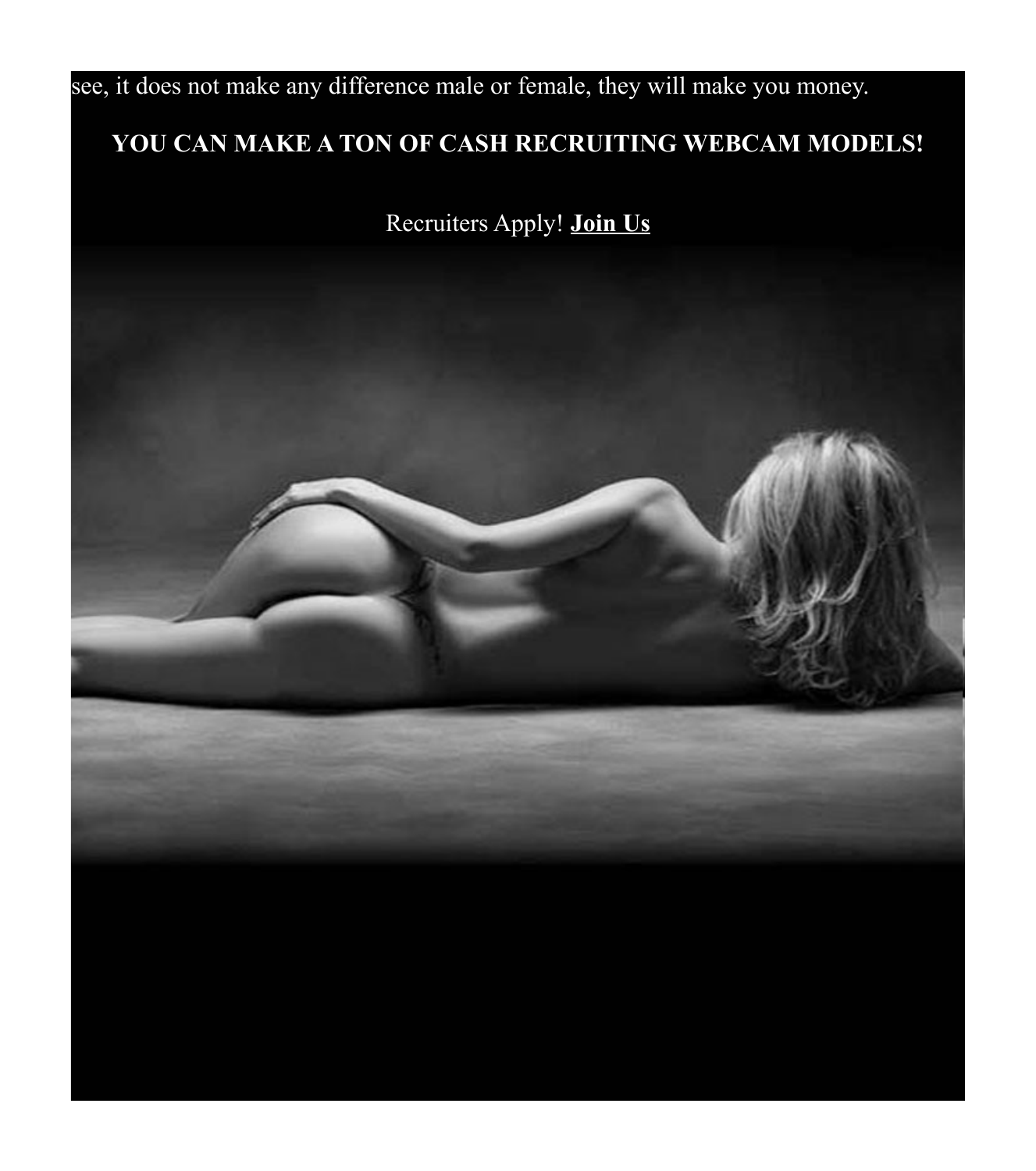see, it does not make any difference male or female, they will make you money.

**YOU CAN MAKE A TON OF CASH RECRUITING WEBCAM MODELS!**

Recruiters Apply! **Join Us**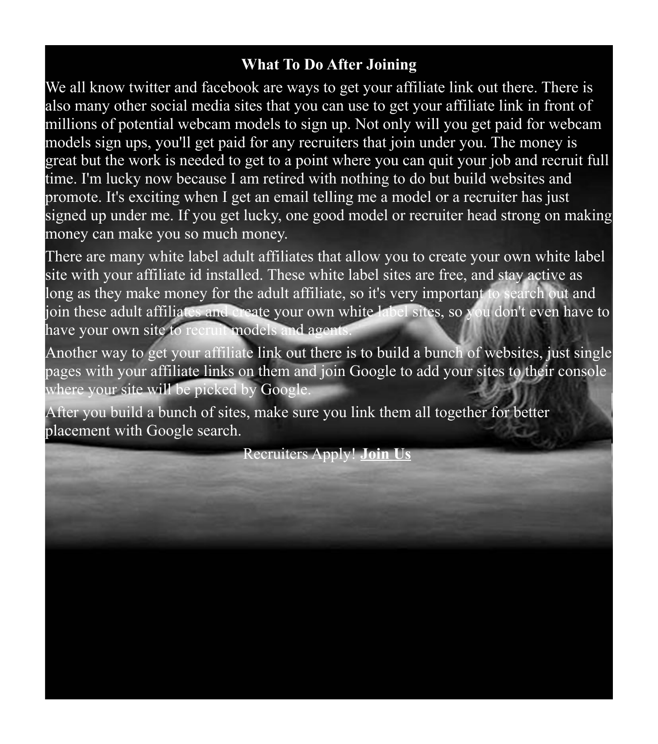## What To Do After Joining

We all know twitter and facebook are ways to get your affiliate link out there. There is also many other social media sites that you can use to get your affiliate link in front of millions of potential webcam models to sign up. Not only will you get paid for webcam models sign ups, you'll get paid for any recruiters that join under you. The money is great but the work is needed to get to a point where you can quit your job and recruit full time. I'm lucky now because I am retired with nothing to do but build websites and promote. It's exciting when I get an email telling me a model or a recruiter has just signed up under me. If you get lucky, one good model or recruiter head strong on making money can make you so much money.

There are many white label adult affiliates that allow you to create your own white label site with your affiliate id installed. These white label sites are free, and stay active as long as they make money for the adult affiliate, so it's very important to search out and join these adult affiliates and create your own white label sites, so you don't even have to have your own site to recruit models and agents.

Another way to get your affiliate link out there is to build a bunch of websites, just single pages with your affiliate links on them and join Google to add your sites to their console where your site will be picked by Google.

After you build a bunch of sites, make sure you link them all together for better placement with Google search.

Recruiters Apply! **Join Us**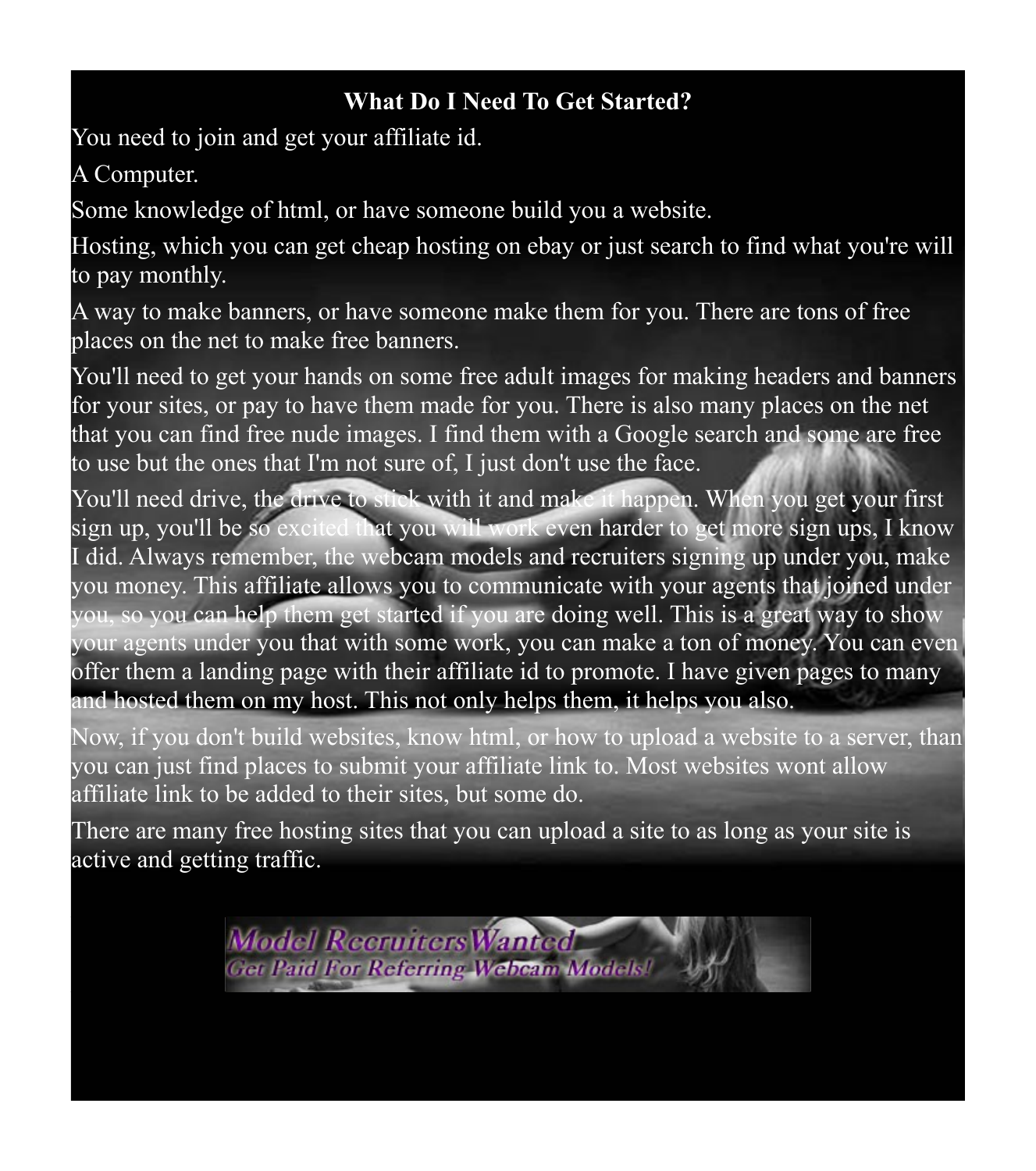### What Do I Need To Get Started?

You need to join and get your affiliate id.

A Computer.

Some knowledge of html, or have someone build you a website.

Hosting, which you can get cheap hosting on ebay or just search to find what you're will to pay monthly.

A way to make banners, or have someone make them for you. There are tons of free places on the net to make free banners.

You'll need to get your hands on some free adult images for making headers and banners for your sites, or pay to have them made for you. There is also many places on the net that you can find free nude images. I find them with a Google search and some are free to use but the ones that I'm not sure of, I just don't use the face.

You'll need drive, the drive to stick with it and make it happen. When you get your first sign up, you'll be so excited that you will work even harder to get more sign ups, I know I did. Always remember, the webcam models and recruiters signing up under you, make you money. This affiliate allows you to communicate with your agents that joined under you, so you can help them get started if you are doing well. This is a great way to show your agents under you that with some work, you can make a ton of money. You can even offer them a landing page with their affiliate id to promote. I have given pages to many and hosted them on my host. This not only helps them, it helps you also.

Now, if you don't build websites, know html, or how to upload a website to a server, than you can just find places to submit your affiliate link to. Most websites wont allow affiliate link to be added to their sites, but some do.

There are many free hosting sites that you can upload a site to as long as your site is active and getting traffic.

Model RecruitersWanted
Get Paid For Referring Webcam Models!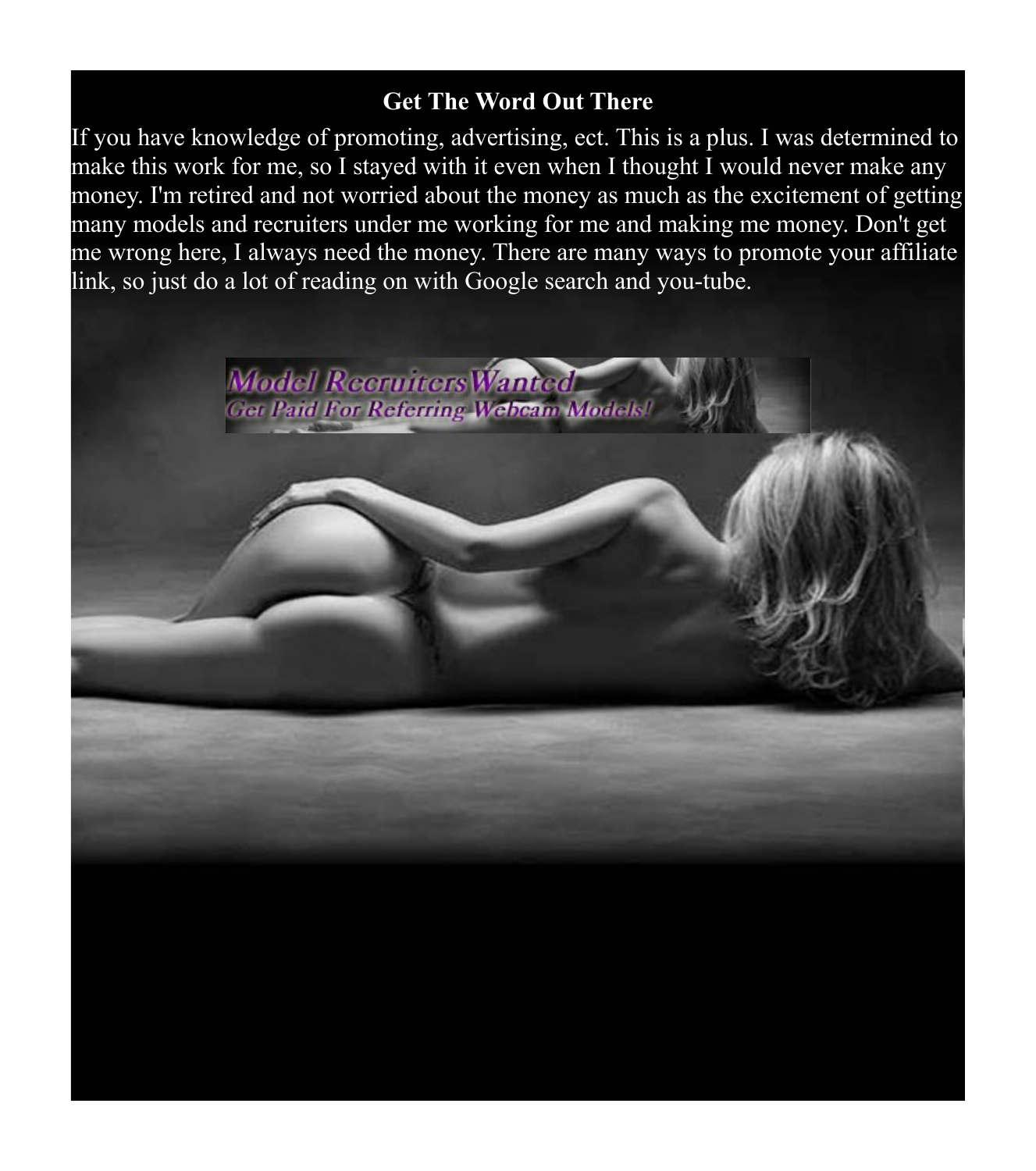## Get The Word Out There

If you have knowledge of promoting, advertising, ect. This is a plus. I was determined to make this work for me, so I stayed with it even when I thought I would never make any money. I'm retired and not worried about the money as much as the excitement of getting many models and recruiters under me working for me and making me money. Don't get me wrong here, I always need the money. There are many ways to promote your affiliate link, so just do a lot of reading on with Google search and you-tube.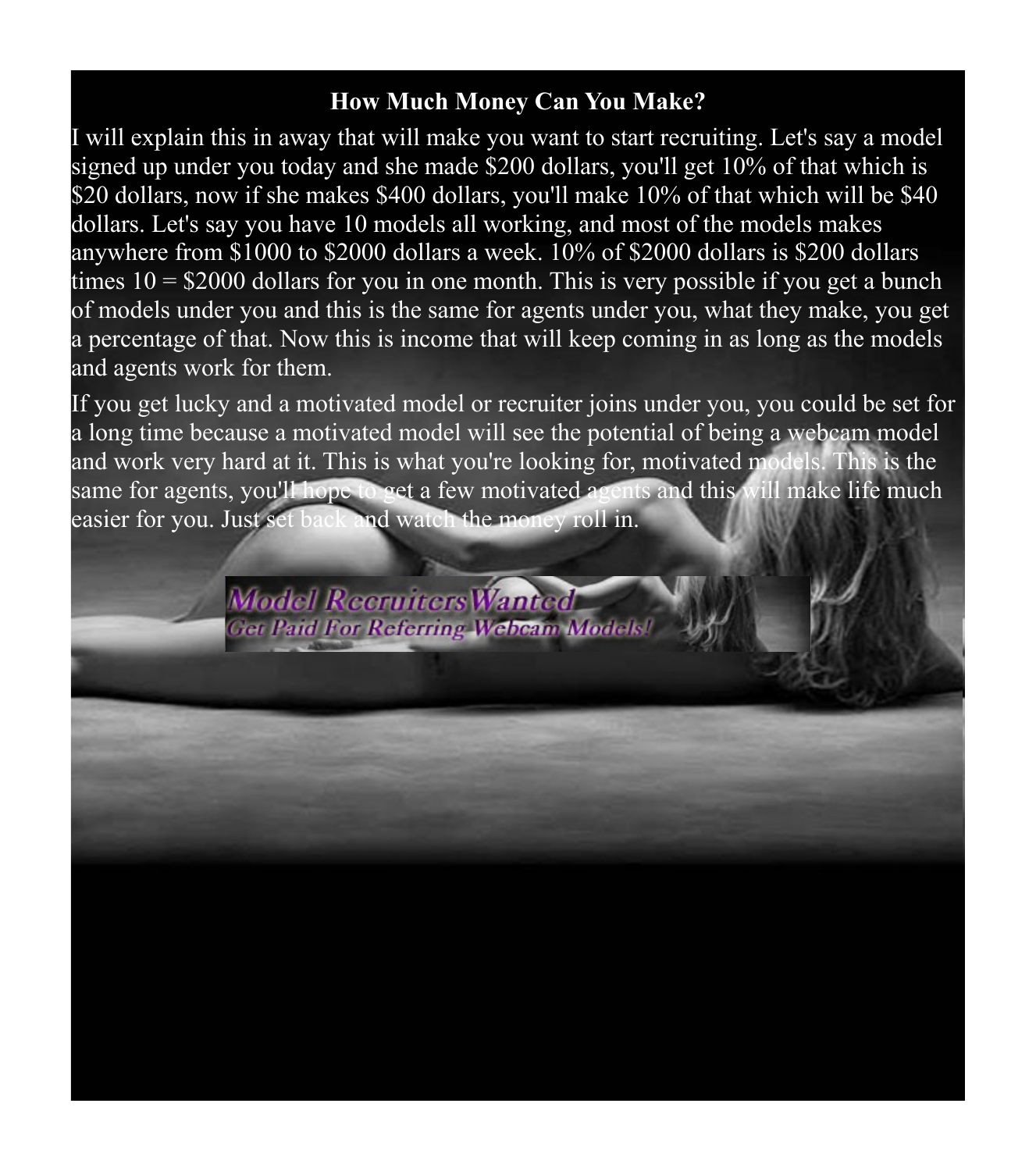## How Much Money Can You Make?

I will explain this in away that will make you want to start recruiting. Let's say a model signed up under you today and she made $200 dollars, you'll get 10% of that which is $20 dollars, now if she makes $400 dollars, you'll make 10% of that which will be $40 dollars. Let's say you have 10 models all working, and most of the models makes anywhere from $1000 to $2000 dollars a week. 10% of $2000 dollars is $200 dollars times 10 = $2000 dollars for you in one month. This is very possible if you get a bunch of models under you and this is the same for agents under you, what they make, you get a percentage of that. Now this is income that will keep coming in as long as the models and agents work for them.

If you get lucky and a motivated model or recruiter joins under you, you could be set for a long time because a motivated model will see the potential of being a webcam model and work very hard at it. This is what you're looking for, motivated models. This is the same for agents, you'll hope to get a few motivated agents and this will make life much easier for you. Just set back and watch the money roll in.

*Model Recruiters Wanted*
*Get Paid For Referring Webcam Models!*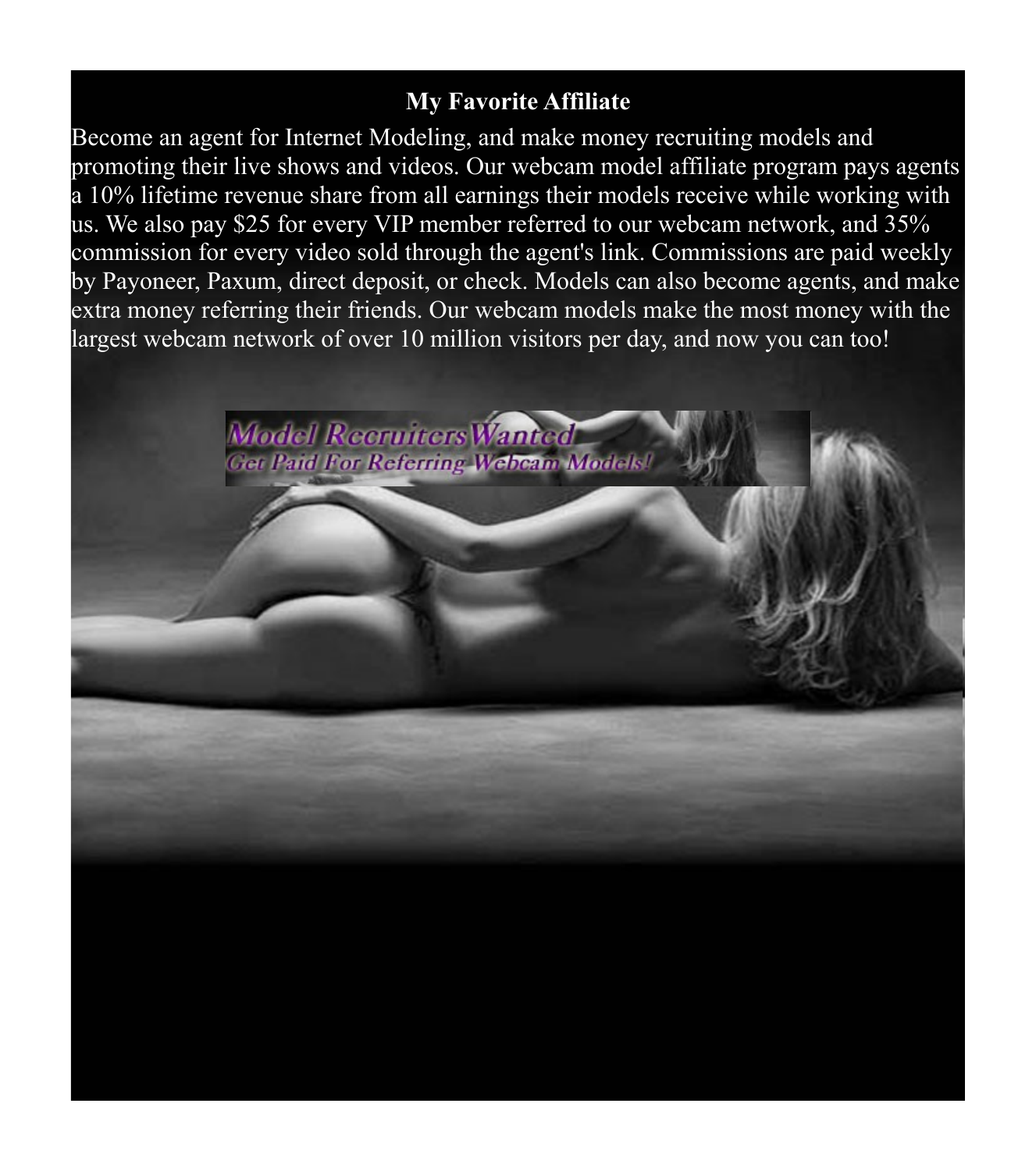# My Favorite Affiliate

Become an agent for Internet Modeling, and make money recruiting models and promoting their live shows and videos. Our webcam model affiliate program pays agents a 10% lifetime revenue share from all earnings their models receive while working with us. We also pay $25 for every VIP member referred to our webcam network, and 35% commission for every video sold through the agent's link. Commissions are paid weekly by Payoneer, Paxum, direct deposit, or check. Models can also become agents, and make extra money referring their friends. Our webcam models make the most money with the largest webcam network of over 10 million visitors per day, and now you can too!

Model Recruiters Wanted
Get Paid For Referring Webcam Models!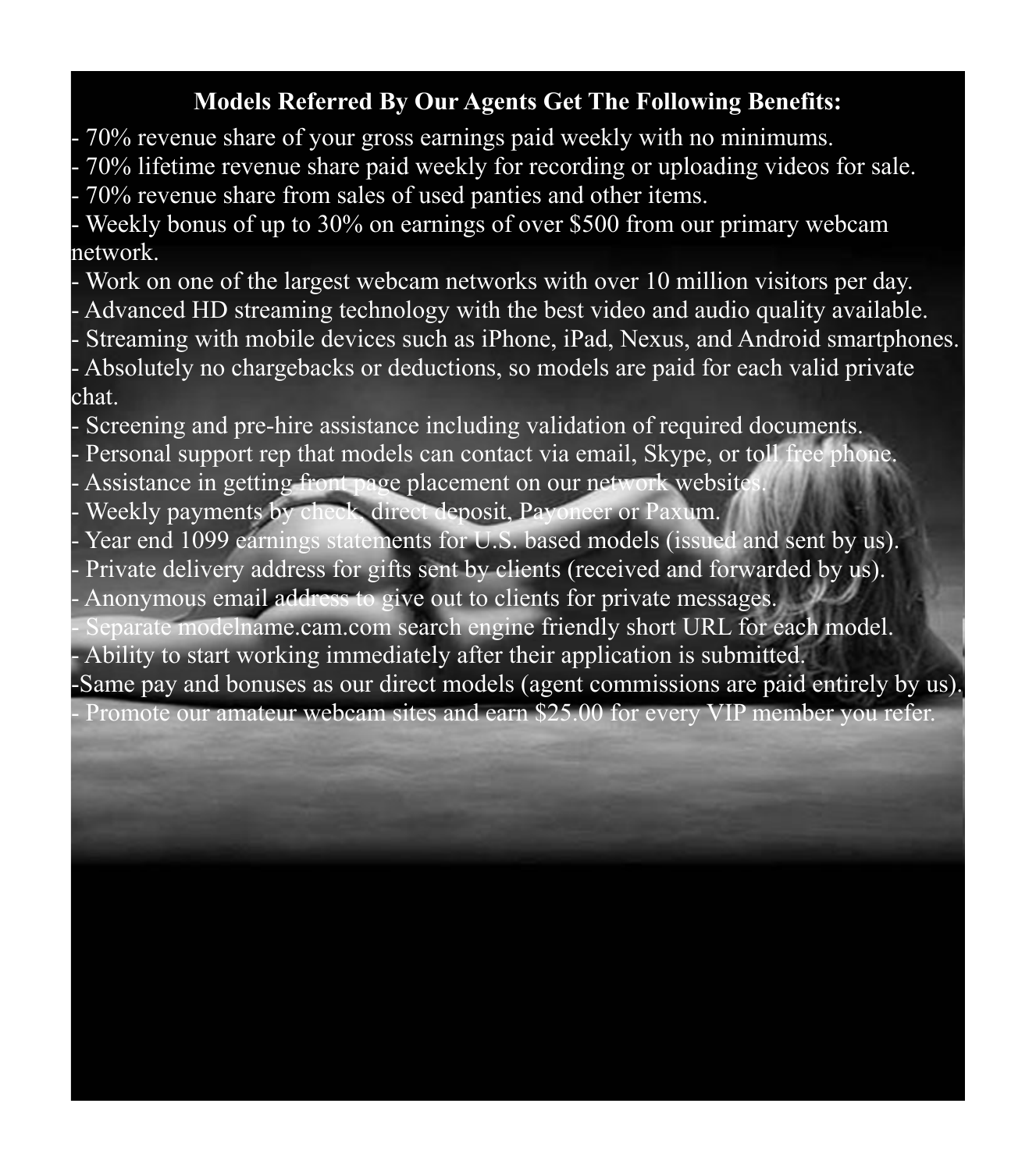**Models Referred By Our Agents Get The Following Benefits:**

- 70% revenue share of your gross earnings paid weekly with no minimums.
- 70% lifetime revenue share paid weekly for recording or uploading videos for sale.
- 70% revenue share from sales of used panties and other items.
- Weekly bonus of up to 30% on earnings of over $500 from our primary webcam network.
- Work on one of the largest webcam networks with over 10 million visitors per day.
- Advanced HD streaming technology with the best video and audio quality available.
- Streaming with mobile devices such as iPhone, iPad, Nexus, and Android smartphones.
- Absolutely no chargebacks or deductions, so models are paid for each valid private chat.
- Screening and pre-hire assistance including validation of required documents.
- Personal support rep that models can contact via email, Skype, or toll free phone.
- Assistance in getting front page placement on our network websites.
- Weekly payments by check, direct deposit, Payoneer or Paxum.
- Year end 1099 earnings statements for U.S. based models (issued and sent by us).
- Private delivery address for gifts sent by clients (received and forwarded by us).
- Anonymous email address to give out to clients for private messages.
- Separate modelname.cam.com search engine friendly short URL for each model.
- Ability to start working immediately after their application is submitted.
- Same pay and bonuses as our direct models (agent commissions are paid entirely by us).
- Promote our amateur webcam sites and earn $25.00 for every VIP member you refer.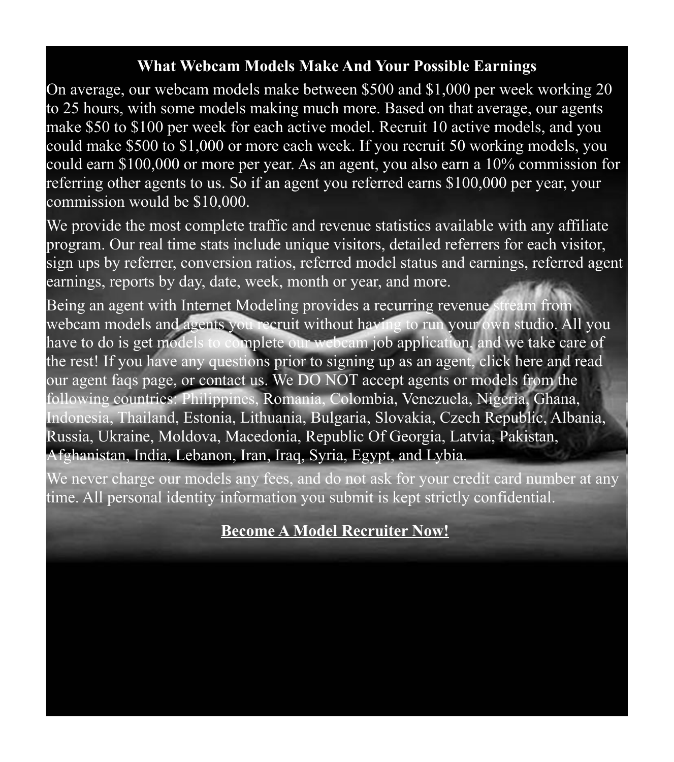## What Webcam Models Make And Your Possible Earnings

On average, our webcam models make between $500 and $1,000 per week working 20 to 25 hours, with some models making much more. Based on that average, our agents make $50 to $100 per week for each active model. Recruit 10 active models, and you could make $500 to $1,000 or more each week. If you recruit 50 working models, you could earn $100,000 or more per year. As an agent, you also earn a 10% commission for referring other agents to us. So if an agent you referred earns $100,000 per year, your commission would be $10,000.

We provide the most complete traffic and revenue statistics available with any affiliate program. Our real time stats include unique visitors, detailed referrers for each visitor, sign ups by referrer, conversion ratios, referred model status and earnings, referred agent earnings, reports by day, date, week, month or year, and more.

Being an agent with Internet Modeling provides a recurring revenue stream from webcam models and agents you recruit without having to run your own studio. All you have to do is get models to complete our webcam job application, and we take care of the rest! If you have any questions prior to signing up as an agent, click here and read our agent faqs page, or contact us. We DO NOT accept agents or models from the following countries: Philippines, Romania, Colombia, Venezuela, Nigeria, Ghana, Indonesia, Thailand, Estonia, Lithuania, Bulgaria, Slovakia, Czech Republic, Albania, Russia, Ukraine, Moldova, Macedonia, Republic Of Georgia, Latvia, Pakistan, Afghanistan, India, Lebanon, Iran, Iraq, Syria, Egypt, and Lybia.

We never charge our models any fees, and do not ask for your credit card number at any time. All personal identity information you submit is kept strictly confidential.

**Become A Model Recruiter Now!**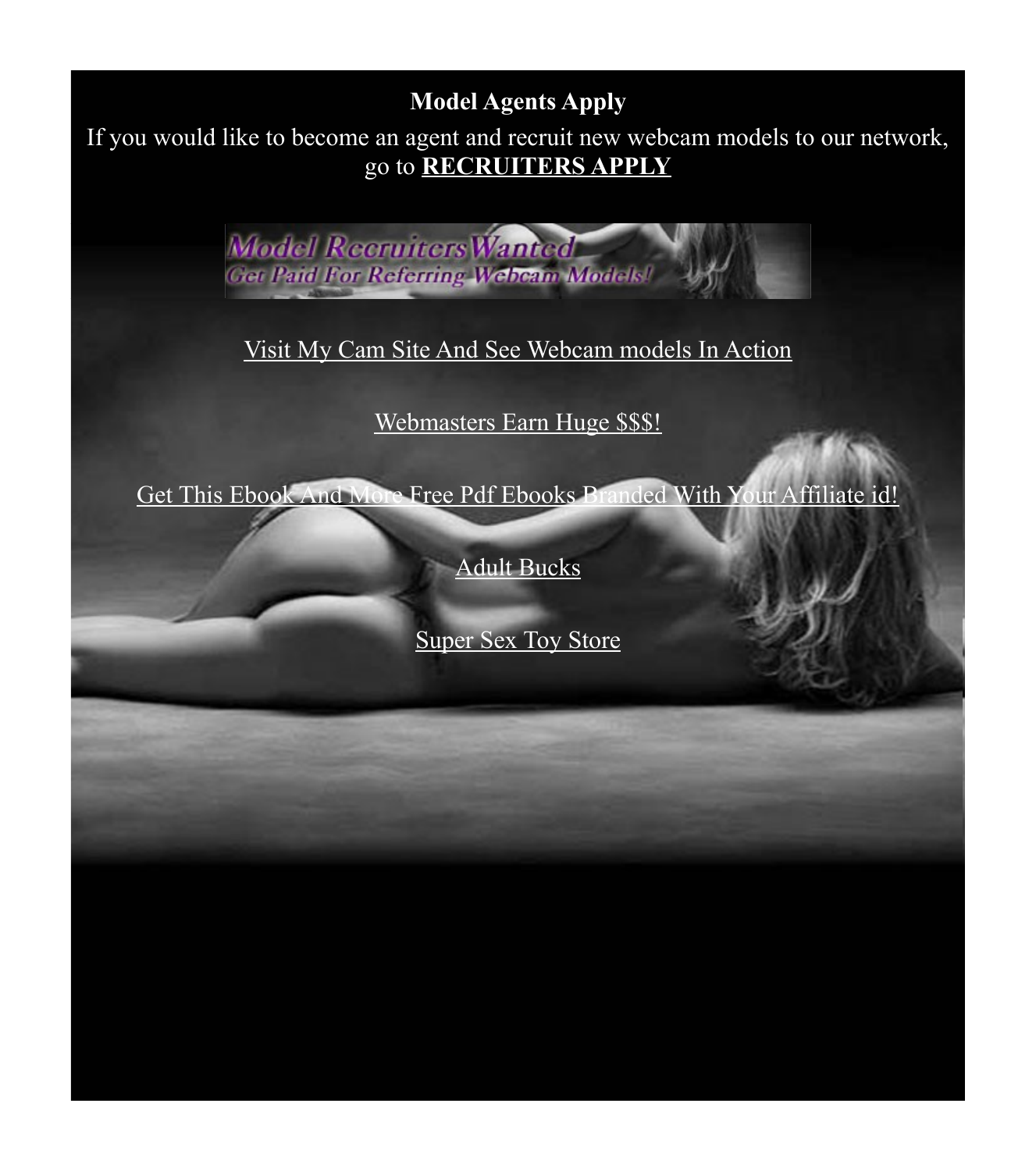**Model Agents Apply**

If you would like to become an agent and recruit new webcam models to our network, go to **RECRUITERS APPLY**

Model Recruiters Wanted
Get Paid For Referring Webcam Models!

Visit My Cam Site And See Webcam models In Action

Webmasters Earn Huge $$$!

Get This Ebook And More Free Pdf Ebooks Branded With Your Affiliate id!

Adult Bucks

Super Sex Toy Store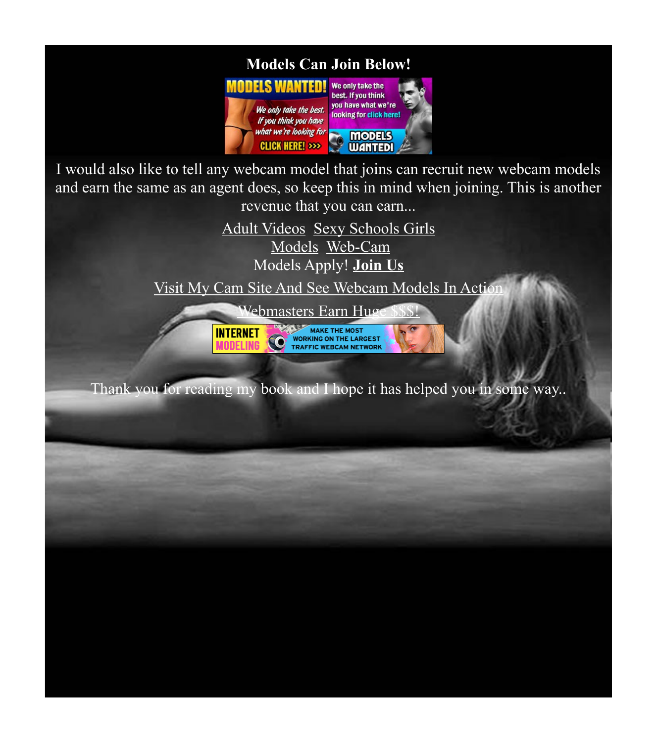**Models Can Join Below!**

I would also like to tell any webcam model that joins can recruit new webcam models and earn the same as an agent does, so keep this in mind when joining. This is another revenue that you can earn...

Adult Videos Sexy Schools Girls
Models Web-Cam
Models Apply! **Join Us**

Visit My Cam Site And See Webcam Models In Action

Webmasters Earn Huge $$$!

Thank you for reading my book and I hope it has helped you in some way..